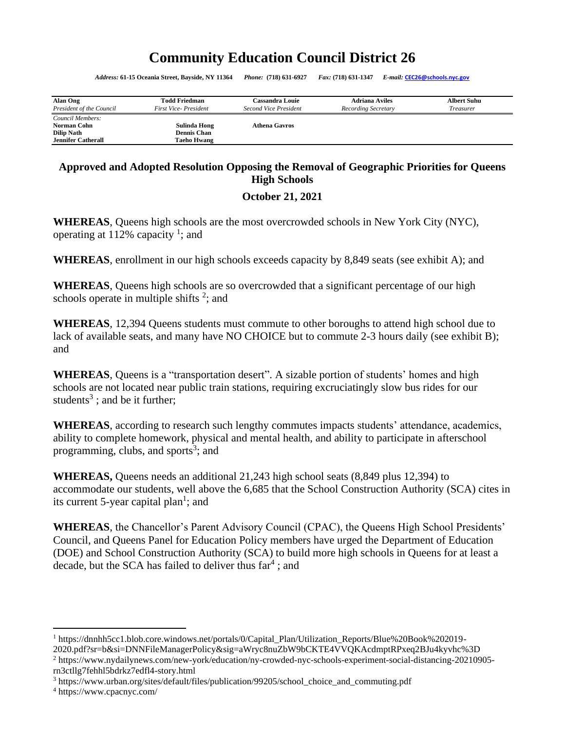# Community Education Council District 26

*Address:* **61-15 Oceania Street, Bayside, NY 11364** *Phone:* **(718) 631-6927** *Fax:* **(718) 631-1347** *E-mail:* **CEC26@schools.nyc.gov**

| **Alan Ong** | **Todd Friedman** | **Cassandra Louie** | **Adriana Aviles** | **Albert Suhu** |
|---|---|---|---|---|
| *President of the Council* | *First Vice- President* | *Second Vice President* | *Recording Secretary* | *Treasurer* |

*Council Members:*

| | | |
|---|---|---|
| **Norman Cohn** | **Sulinda Hong** | **Athena Gavros** |
| **Dilip Nath** | **Dennis Chan** | |
| **Jennifer Catherall** | **Taeho Hwang** | |

## Approved and Adopted Resolution Opposing the Removal of Geographic Priorities for Queens High Schools

### October 21, 2021

**WHEREAS**, Queens high schools are the most overcrowded schools in New York City (NYC), operating at 112% capacity [1]; and

**WHEREAS**, enrollment in our high schools exceeds capacity by 8,849 seats (see exhibit A); and

**WHEREAS**, Queens high schools are so overcrowded that a significant percentage of our high schools operate in multiple shifts [2]; and

**WHEREAS**, 12,394 Queens students must commute to other boroughs to attend high school due to lack of available seats, and many have NO CHOICE but to commute 2-3 hours daily (see exhibit B); and

**WHEREAS**, Queens is a "transportation desert". A sizable portion of students' homes and high schools are not located near public train stations, requiring excruciatingly slow bus rides for our students[3] ; and be it further;

**WHEREAS**, according to research such lengthy commutes impacts students' attendance, academics, ability to complete homework, physical and mental health, and ability to participate in afterschool programming, clubs, and sports[3]; and

**WHEREAS,** Queens needs an additional 21,243 high school seats (8,849 plus 12,394) to accommodate our students, well above the 6,685 that the School Construction Authority (SCA) cites in its current 5-year capital plan[1]; and

**WHEREAS**, the Chancellor's Parent Advisory Council (CPAC), the Queens High School Presidents' Council, and Queens Panel for Education Policy members have urged the Department of Education (DOE) and School Construction Authority (SCA) to build more high schools in Queens for at least a decade, but the SCA has failed to deliver thus far[4] ; and

---

[1] https://dnnhh5cc1.blob.core.windows.net/portals/0/Capital_Plan/Utilization_Reports/Blue%20Book%202019-2020.pdf?sr=b&si=DNNFileManagerPolicy&sig=aWryc8nuZbW9bCKTE4VVQKAcdmptRPxeq2BJu4kyvhc%3D

[2] https://www.nydailynews.com/new-york/education/ny-crowded-nyc-schools-experiment-social-distancing-20210905-rn3ctllg7fehhl5bdrkz7edfl4-story.html

[3] https://www.urban.org/sites/default/files/publication/99205/school_choice_and_commuting.pdf

[4] https://www.cpacnyc.com/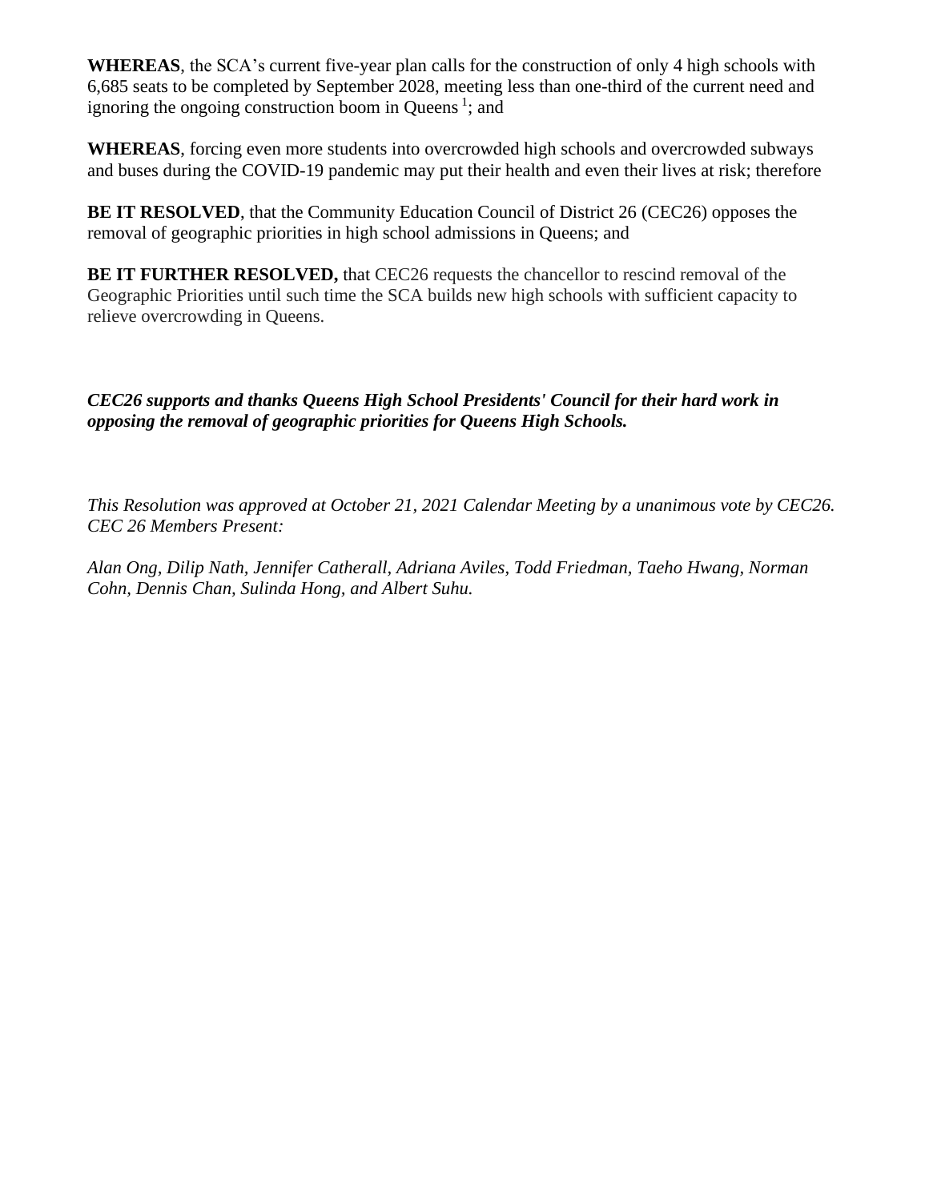**WHEREAS**, the SCA's current five-year plan calls for the construction of only 4 high schools with 6,685 seats to be completed by September 2028, meeting less than one-third of the current need and ignoring the ongoing construction boom in Queens [1]; and

**WHEREAS**, forcing even more students into overcrowded high schools and overcrowded subways and buses during the COVID-19 pandemic may put their health and even their lives at risk; therefore

**BE IT RESOLVED**, that the Community Education Council of District 26 (CEC26) opposes the removal of geographic priorities in high school admissions in Queens; and

**BE IT FURTHER RESOLVED,** that CEC26 requests the chancellor to rescind removal of the Geographic Priorities until such time the SCA builds new high schools with sufficient capacity to relieve overcrowding in Queens.

***CEC26 supports and thanks Queens High School Presidents' Council for their hard work in opposing the removal of geographic priorities for Queens High Schools.***

*This Resolution was approved at October 21, 2021 Calendar Meeting by a unanimous vote by CEC26. CEC 26 Members Present:*

*Alan Ong, Dilip Nath, Jennifer Catherall, Adriana Aviles, Todd Friedman, Taeho Hwang, Norman Cohn, Dennis Chan, Sulinda Hong, and Albert Suhu.*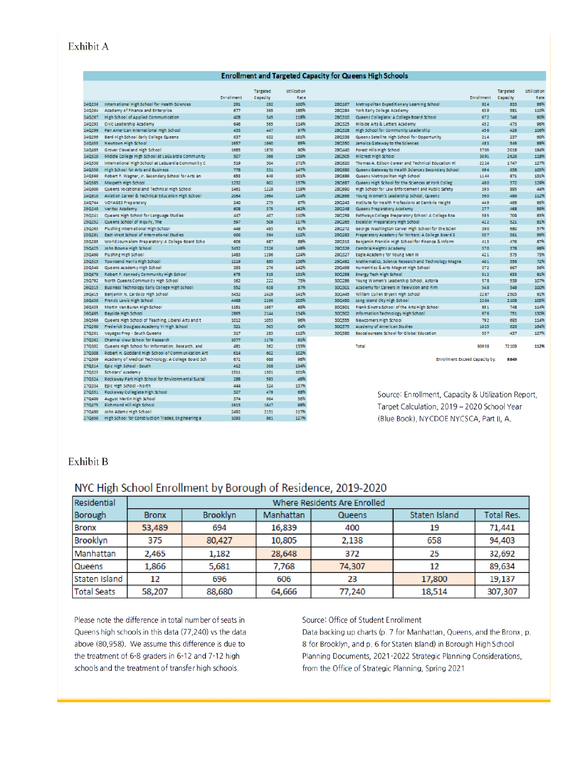# Exhibit A

**Enrollment and Targeted Capacity for Queens High Schools**

| | | Enrollment | Targeted Capacity | Utilization Rate |
|---|---|---|---|---|
| 24Q236 | International High School for Health Sciences | 291 | 292 | 100% |
| 24Q264 | Academy of Finance and Enterprise | 677 | 365 | 185% |
| 24Q267 | High School of Applied Communication | 408 | 345 | 118% |
| 24Q293 | Civic Leadership Academy | 646 | 565 | 114% |
| 24Q296 | Pan American International High School | 435 | 447 | 97% |
| 24Q299 | Bard High School Early College Queens | 637 | 632 | 101% |
| 24Q455 | Newtown High School | 1657 | 1960 | 85% |
| 24Q485 | Grover Cleveland High School | 1683 | 1870 | 90% |
| 24Q520 | Middle College High School at LaGuardia Community | 507 | 366 | 139% |
| 24Q530 | International High School at LaGuardia Community C | 519 | 304 | 171% |
| 24Q550 | High School for Arts and Business | 778 | 531 | 147% |
| 24Q560 | Robert F. Wagner, Jr. Secondary School for Arts an | 653 | 640 | 101% |
| 24Q585 | Maspeth High School | 1232 | 902 | 137% |
| 24Q600 | Queens Vocational and Technical High School | 1461 | 1228 | 119% |
| 24Q610 | Aviation Career & Technical Education High School | 2064 | 1664 | 124% |
| 24Q744 | VOYAGES Preparatory | 240 | 275 | 87% |
| 25Q240 | Veritas Academy | 608 | 375 | 162% |
| 25Q241 | Queens High School for Language Studies | 447 | 407 | 110% |
| 25Q252 | Queens School of Inquiry, The | 597 | 509 | 117% |
| 25Q263 | Flushing International High School | 449 | 495 | 91% |
| 25Q281 | East-West School of International Studies | 666 | 594 | 112% |
| 25Q285 | World Journalism Preparatory: A College Board Scho | 606 | 687 | 88% |
| 25Q425 | John Bowne High School | 3432 | 2326 | 148% |
| 25Q460 | Flushing High School | 1483 | 1196 | 124% |
| 25Q525 | Townsend Harris High School | 1219 | 895 | 136% |
| 25Q540 | Queens Academy High School | 393 | 276 | 142% |
| 25Q670 | Robert F. Kennedy Community High School | 675 | 515 | 131% |
| 25Q792 | North Queens Community High School | 162 | 222 | 73% |
| 26Q315 | Business Technology Early College High School | 552 | 638 | 87% |
| 26Q415 | Benjamin N. Cardozo High School | 3432 | 2429 | 141% |
| 26Q430 | Francis Lewis High School | 4468 | 2196 | 203% |
| 26Q435 | Martin Van Buren High School | 1151 | 1657 | 69% |
| 26Q495 | Bayside High School | 2865 | 2144 | 134% |
| 26Q566 | Queens High School of Teaching, Liberal Arts and t | 1012 | 1053 | 96% |
| 27Q260 | Frederick Douglass Academy VI High School | 321 | 503 | 64% |
| 27Q261 | Voyages Prep - South Queens | 317 | 283 | 112% |
| 27Q262 | Channel View School for Research | 1077 | 1179 | 91% |
| 27Q302 | Queens High School for Information, Research, and | 481 | 362 | 133% |
| 27Q308 | Robert H. Goddard High School of Communication Art | 614 | 602 | 102% |
| 27Q309 | Academy of Medical Technology: A College Board Sch | 671 | 688 | 98% |
| 27Q314 | Epic High School - South | 412 | 308 | 134% |
| 27Q323 | Scholars' Academy | 1311 | 1301 | 101% |
| 27Q324 | Rockaway Park High School for Environmental Sustai | 288 | 593 | 49% |
| 27Q334 | Epic High School - North | 444 | 324 | 137% |
| 27Q351 | Rockaway Collegiate High School | 327 | 479 | 68% |
| 27Q400 | August Martin High School | 374 | 664 | 56% |
| 27Q475 | Richmond Hill High School | 1613 | 1647 | 98% |
| 27Q480 | John Adams High School | 2492 | 2131 | 117% |
| 27Q650 | High School for Construction Trades, Engineering a | 1093 | 861 | 127% |
| 28Q167 | Metropolitan Expeditionary Learning School | 824 | 833 | 99% |
| 28Q284 | York Early College Academy | 639 | 581 | 110% |
| 28Q310 | Queens Collegiate: A College Board School | 672 | 746 | 90% |
| 28Q325 | Hillside Arts & Letters Academy | 452 | 473 | 96% |
| 28Q328 | High School for Community Leadership | 456 | 429 | 106% |
| 28Q338 | Queens Satellite High School for Opportunity | 214 | 237 | 90% |
| 28Q350 | Jamaica Gateway to the Sciences | 483 | 546 | 88% |
| 28Q440 | Forest Hills High School | 3705 | 2018 | 184% |
| 28Q505 | Hillcrest High School | 3091 | 2626 | 118% |
| 28Q620 | Thomas A. Edison Career and Technical Education Hi | 2224 | 1747 | 127% |
| 28Q680 | Queens Gateway to Health Sciences Secondary School | 694 | 658 | 105% |
| 28Q686 | Queens Metropolitan High School | 1144 | 871 | 131% |
| 28Q687 | Queens High School for the Sciences at York Colleg | 480 | 372 | 129% |
| 28Q690 | High School for Law Enforcement and Public Safety | 395 | 895 | 44% |
| 28Q896 | Young Women's Leadership School, Queens | 560 | 499 | 112% |
| 29Q243 | Institute for Health Professions at Cambria Height | 449 | 469 | 96% |
| 29Q248 | Queens Preparatory Academy | 277 | 468 | 59% |
| 29Q259 | Pathways College Preparatory School: A College Boa | 585 | 709 | 83% |
| 29Q265 | Excelsior Preparatory High School | 422 | 521 | 81% |
| 29Q272 | George Washington Carver High School for the Scien | 390 | 680 | 57% |
| 29Q283 | Preparatory Academy for Writers: A College Board S | 557 | 561 | 99% |
| 29Q313 | Benjamin Franklin High School for Finance & Inform | 413 | 476 | 87% |
| 29Q326 | Cambria Heights Academy | 370 | 378 | 98% |
| 29Q327 | Eagle Academy for Young Men III | 421 | 575 | 73% |
| 29Q492 | Mathematics, Science Research and Technology Magne | 401 | 556 | 72% |
| 29Q498 | Humanities & Arts Magnet High School | 372 | 667 | 56% |
| 30Q258 | Energy Tech High School | 512 | 633 | 81% |
| 30Q286 | Young Women's Leadership School, Astoria | 578 | 539 | 107% |
| 30Q301 | Academy for Careers in Television and Film | 548 | 548 | 100% |
| 30Q445 | William Cullen Bryant High School | 2287 | 2505 | 91% |
| 30Q450 | Long Island City High School | 2204 | 2108 | 105% |
| 30Q501 | Frank Sinatra School of the Arts High School | 851 | 748 | 114% |
| 30Q502 | Information Technology High School | 976 | 751 | 130% |
| 30Q555 | Newcomers High School | 792 | 693 | 114% |
| 30Q575 | Academy of American Studies | 1025 | 626 | 164% |
| 30Q580 | Baccalaureate School for Global Education | 557 | 437 | 127% |
| | Total | 80958 | 72109 | 112% |
| | Enrollment Exceed Capacity by: | 8849 | | |

Source: Enrollment, Capacity & Utilization Report, Target Calculation, 2019 – 2020 School Year (Blue Book), NYCDOE NYCSCA, Part II, A.

# Exhibit B

**NYC High School Enrollment by Borough of Residence, 2019-2020**

| Residential Borough | Where Residents Are Enrolled | | | | | |
|---|---|---|---|---|---|---|
| | Bronx | Brooklyn | Manhattan | Queens | Staten Island | Total Res. |
| Bronx | 53,489 | 694 | 16,839 | 400 | 19 | 71,441 |
| Brooklyn | 375 | 80,427 | 10,805 | 2,138 | 658 | 94,403 |
| Manhattan | 2,465 | 1,182 | 28,648 | 372 | 25 | 32,692 |
| Queens | 1,866 | 5,681 | 7,768 | 74,307 | 12 | 89,634 |
| Staten Island | 12 | 696 | 606 | 23 | 17,800 | 19,137 |
| Total Seats | 58,207 | 88,680 | 64,666 | 77,240 | 18,514 | 307,307 |

Please note the difference in total number of seats in Queens high schools in this data (77,240) vs the data above (80,958). We assume this difference is due to the treatment of 6-8 graders in 6-12 and 7-12 high schools and the treatment of transfer high schools.

Source: Office of Student Enrollment

Data backing up charts (p. 7 for Manhattan, Queens, and the Bronx, p. 8 for Brooklyn, and p. 6 for Staten Island) in Borough High School Planning Documents, 2021-2022 Strategic Planning Considerations, from the Office of Strategic Planning, Spring 2021